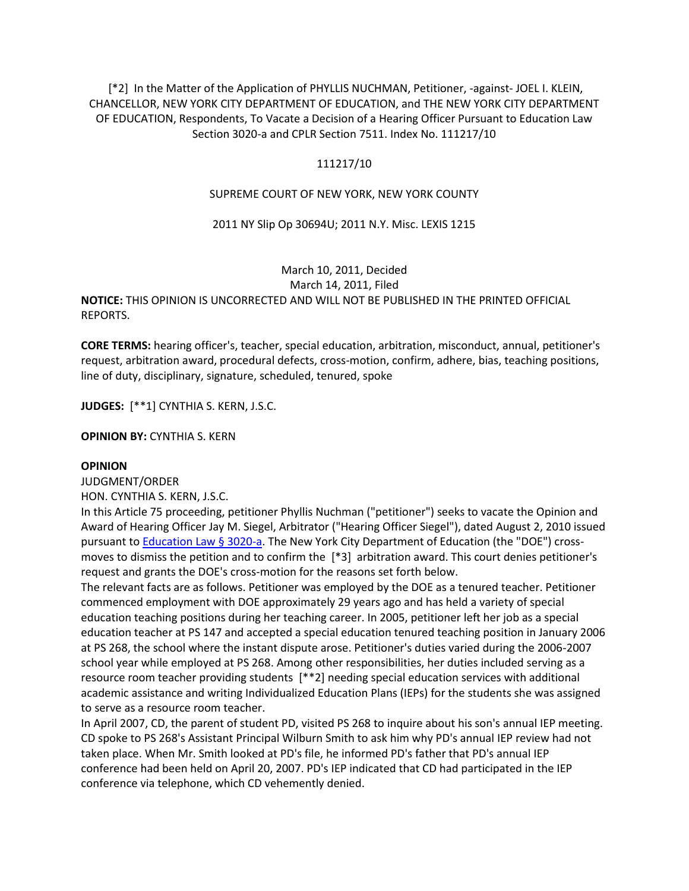[*2] In the Matter of the Application of PHYLLIS NUCHMAN, Petitioner, -against- JOEL I. KLEIN, CHANCELLOR, NEW YORK CITY DEPARTMENT OF EDUCATION, and THE NEW YORK CITY DEPARTMENT OF EDUCATION, Respondents, To Vacate a Decision of a Hearing Officer Pursuant to Education Law Section 3020-a and CPLR Section 7511. Index No. 111217/10

111217/10

SUPREME COURT OF NEW YORK, NEW YORK COUNTY

2011 NY Slip Op 30694U; 2011 N.Y. Misc. LEXIS 1215

March 10, 2011, Decided
March 14, 2011, Filed

**NOTICE:** THIS OPINION IS UNCORRECTED AND WILL NOT BE PUBLISHED IN THE PRINTED OFFICIAL REPORTS.

**CORE TERMS:** hearing officer's, teacher, special education, arbitration, misconduct, annual, petitioner's request, arbitration award, procedural defects, cross-motion, confirm, adhere, bias, teaching positions, line of duty, disciplinary, signature, scheduled, tenured, spoke

**JUDGES:** [**1] CYNTHIA S. KERN, J.S.C.

**OPINION BY:** CYNTHIA S. KERN

**OPINION**

JUDGMENT/ORDER

HON. CYNTHIA S. KERN, J.S.C.

In this Article 75 proceeding, petitioner Phyllis Nuchman ("petitioner") seeks to vacate the Opinion and Award of Hearing Officer Jay M. Siegel, Arbitrator ("Hearing Officer Siegel"), dated August 2, 2010 issued pursuant to Education Law § 3020-a. The New York City Department of Education (the "DOE") cross-moves to dismiss the petition and to confirm the [*3] arbitration award. This court denies petitioner's request and grants the DOE's cross-motion for the reasons set forth below.

The relevant facts are as follows. Petitioner was employed by the DOE as a tenured teacher. Petitioner commenced employment with DOE approximately 29 years ago and has held a variety of special education teaching positions during her teaching career. In 2005, petitioner left her job as a special education teacher at PS 147 and accepted a special education tenured teaching position in January 2006 at PS 268, the school where the instant dispute arose. Petitioner's duties varied during the 2006-2007 school year while employed at PS 268. Among other responsibilities, her duties included serving as a resource room teacher providing students [**2] needing special education services with additional academic assistance and writing Individualized Education Plans (IEPs) for the students she was assigned to serve as a resource room teacher.

In April 2007, CD, the parent of student PD, visited PS 268 to inquire about his son's annual IEP meeting. CD spoke to PS 268's Assistant Principal Wilburn Smith to ask him why PD's annual IEP review had not taken place. When Mr. Smith looked at PD's file, he informed PD's father that PD's annual IEP conference had been held on April 20, 2007. PD's IEP indicated that CD had participated in the IEP conference via telephone, which CD vehemently denied.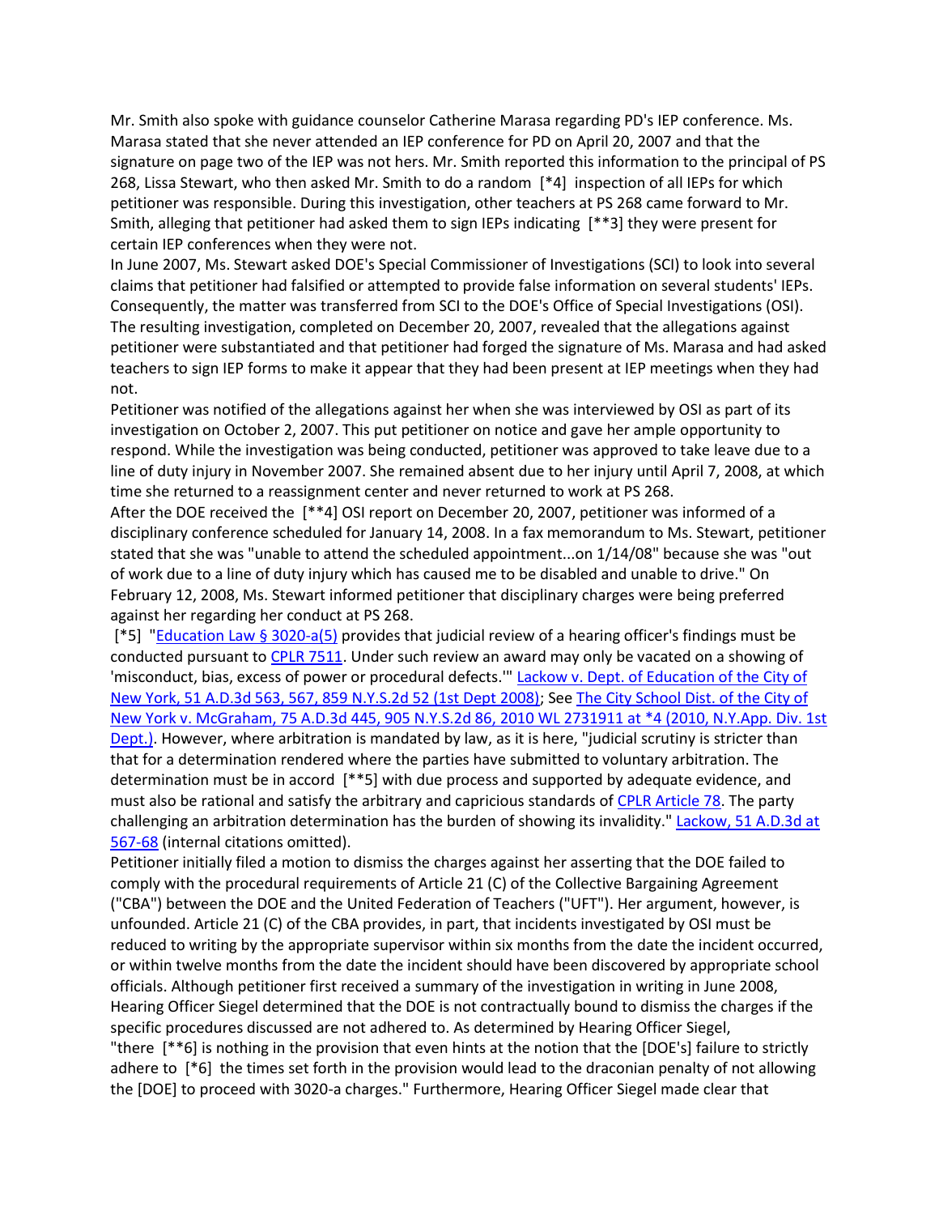Mr. Smith also spoke with guidance counselor Catherine Marasa regarding PD's IEP conference. Ms. Marasa stated that she never attended an IEP conference for PD on April 20, 2007 and that the signature on page two of the IEP was not hers. Mr. Smith reported this information to the principal of PS 268, Lissa Stewart, who then asked Mr. Smith to do a random [*4] inspection of all IEPs for which petitioner was responsible. During this investigation, other teachers at PS 268 came forward to Mr. Smith, alleging that petitioner had asked them to sign IEPs indicating [**3] they were present for certain IEP conferences when they were not.

In June 2007, Ms. Stewart asked DOE's Special Commissioner of Investigations (SCI) to look into several claims that petitioner had falsified or attempted to provide false information on several students' IEPs. Consequently, the matter was transferred from SCI to the DOE's Office of Special Investigations (OSI). The resulting investigation, completed on December 20, 2007, revealed that the allegations against petitioner were substantiated and that petitioner had forged the signature of Ms. Marasa and had asked teachers to sign IEP forms to make it appear that they had been present at IEP meetings when they had not.

Petitioner was notified of the allegations against her when she was interviewed by OSI as part of its investigation on October 2, 2007. This put petitioner on notice and gave her ample opportunity to respond. While the investigation was being conducted, petitioner was approved to take leave due to a line of duty injury in November 2007. She remained absent due to her injury until April 7, 2008, at which time she returned to a reassignment center and never returned to work at PS 268.

After the DOE received the [**4] OSI report on December 20, 2007, petitioner was informed of a disciplinary conference scheduled for January 14, 2008. In a fax memorandum to Ms. Stewart, petitioner stated that she was "unable to attend the scheduled appointment...on 1/14/08" because she was "out of work due to a line of duty injury which has caused me to be disabled and unable to drive." On February 12, 2008, Ms. Stewart informed petitioner that disciplinary charges were being preferred against her regarding her conduct at PS 268.

[*5] "Education Law § 3020-a(5) provides that judicial review of a hearing officer's findings must be conducted pursuant to CPLR 7511. Under such review an award may only be vacated on a showing of 'misconduct, bias, excess of power or procedural defects.'" Lackow v. Dept. of Education of the City of New York, 51 A.D.3d 563, 567, 859 N.Y.S.2d 52 (1st Dept 2008); See The City School Dist. of the City of New York v. McGraham, 75 A.D.3d 445, 905 N.Y.S.2d 86, 2010 WL 2731911 at *4 (2010, N.Y.App. Div. 1st Dept.). However, where arbitration is mandated by law, as it is here, "judicial scrutiny is stricter than that for a determination rendered where the parties have submitted to voluntary arbitration. The determination must be in accord [**5] with due process and supported by adequate evidence, and must also be rational and satisfy the arbitrary and capricious standards of CPLR Article 78. The party challenging an arbitration determination has the burden of showing its invalidity." Lackow, 51 A.D.3d at 567-68 (internal citations omitted).

Petitioner initially filed a motion to dismiss the charges against her asserting that the DOE failed to comply with the procedural requirements of Article 21 (C) of the Collective Bargaining Agreement ("CBA") between the DOE and the United Federation of Teachers ("UFT"). Her argument, however, is unfounded. Article 21 (C) of the CBA provides, in part, that incidents investigated by OSI must be reduced to writing by the appropriate supervisor within six months from the date the incident occurred, or within twelve months from the date the incident should have been discovered by appropriate school officials. Although petitioner first received a summary of the investigation in writing in June 2008, Hearing Officer Siegel determined that the DOE is not contractually bound to dismiss the charges if the specific procedures discussed are not adhered to. As determined by Hearing Officer Siegel, "there [**6] is nothing in the provision that even hints at the notion that the [DOE's] failure to strictly adhere to [*6] the times set forth in the provision would lead to the draconian penalty of not allowing the [DOE] to proceed with 3020-a charges." Furthermore, Hearing Officer Siegel made clear that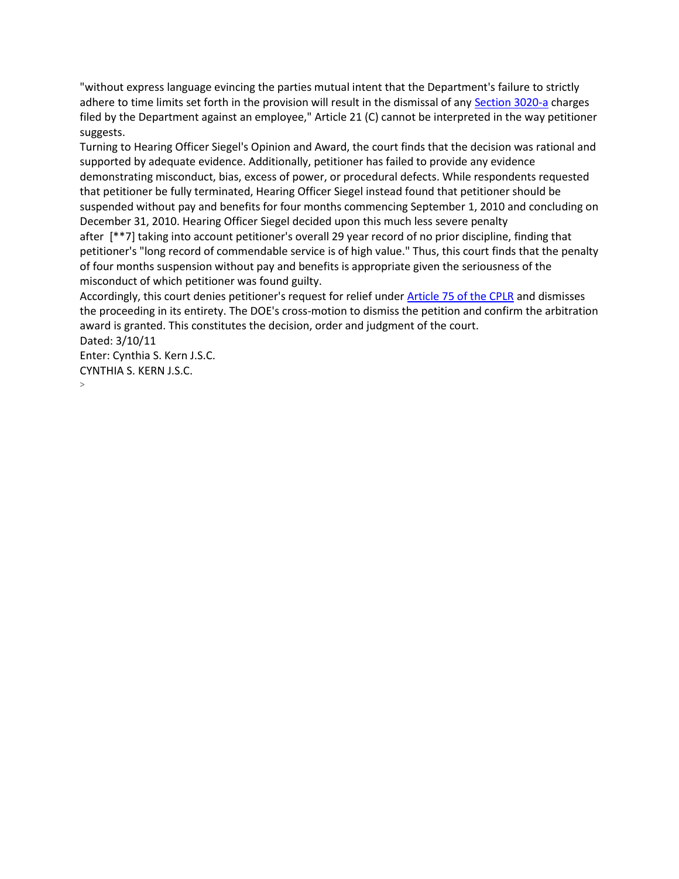"without express language evincing the parties mutual intent that the Department's failure to strictly adhere to time limits set forth in the provision will result in the dismissal of any Section 3020-a charges filed by the Department against an employee," Article 21 (C) cannot be interpreted in the way petitioner suggests.

Turning to Hearing Officer Siegel's Opinion and Award, the court finds that the decision was rational and supported by adequate evidence. Additionally, petitioner has failed to provide any evidence demonstrating misconduct, bias, excess of power, or procedural defects. While respondents requested that petitioner be fully terminated, Hearing Officer Siegel instead found that petitioner should be suspended without pay and benefits for four months commencing September 1, 2010 and concluding on December 31, 2010. Hearing Officer Siegel decided upon this much less severe penalty after [**7] taking into account petitioner's overall 29 year record of no prior discipline, finding that petitioner's "long record of commendable service is of high value." Thus, this court finds that the penalty of four months suspension without pay and benefits is appropriate given the seriousness of the misconduct of which petitioner was found guilty.

Accordingly, this court denies petitioner's request for relief under Article 75 of the CPLR and dismisses the proceeding in its entirety. The DOE's cross-motion to dismiss the petition and confirm the arbitration award is granted. This constitutes the decision, order and judgment of the court.

Dated: 3/10/11

Enter: Cynthia S. Kern J.S.C.

CYNTHIA S. KERN J.S.C.

>